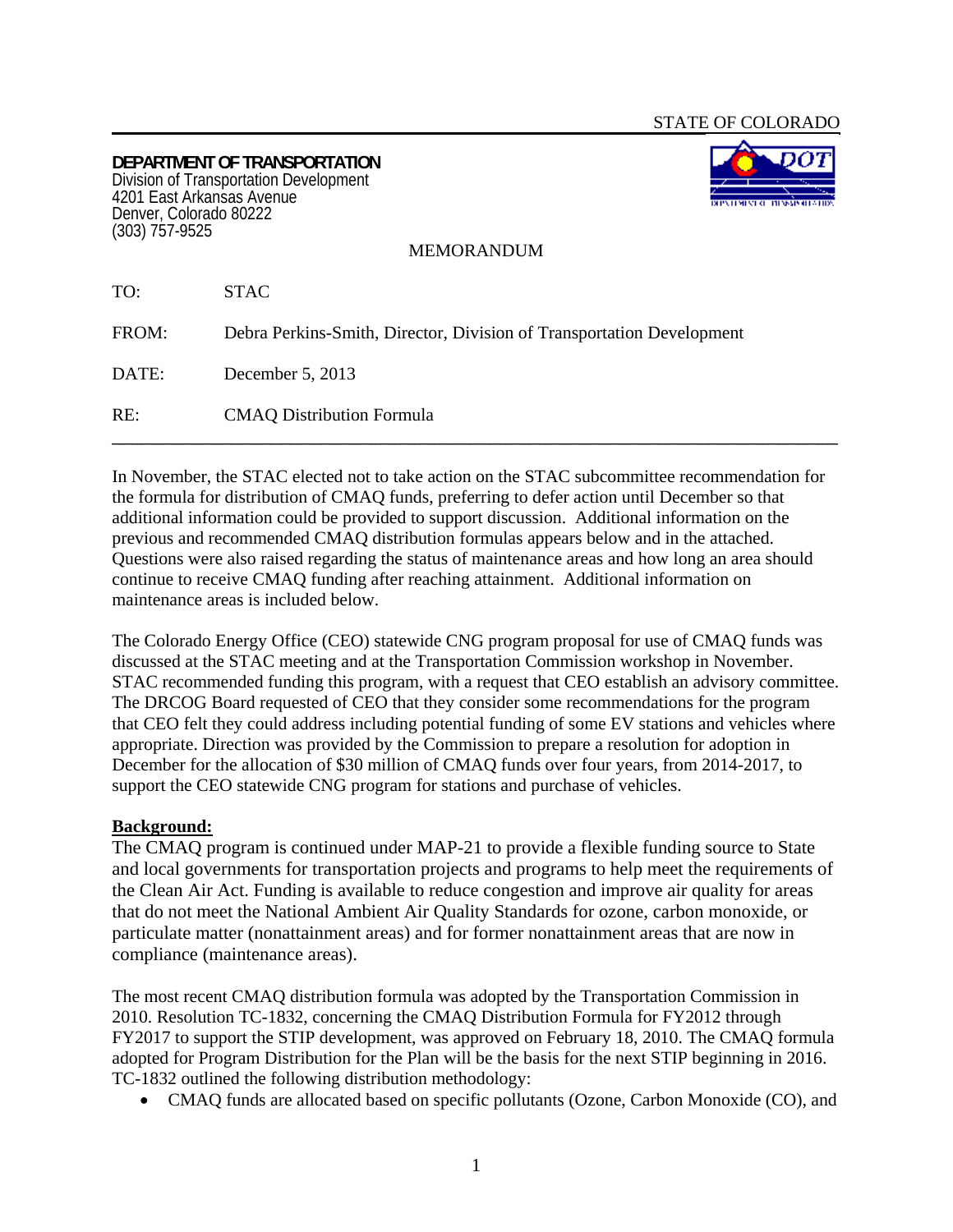STATE OF COLORADO

**DEPARTMENT OF TRANSPORTATION**
Division of Transportation Development
4201 East Arkansas Avenue
Denver, Colorado 80222
(303) 757-9525

MEMORANDUM

TO: STAC

FROM: Debra Perkins-Smith, Director, Division of Transportation Development

DATE: December 5, 2013

RE: CMAQ Distribution Formula

---

In November, the STAC elected not to take action on the STAC subcommittee recommendation for the formula for distribution of CMAQ funds, preferring to defer action until December so that additional information could be provided to support discussion. Additional information on the previous and recommended CMAQ distribution formulas appears below and in the attached. Questions were also raised regarding the status of maintenance areas and how long an area should continue to receive CMAQ funding after reaching attainment. Additional information on maintenance areas is included below.

The Colorado Energy Office (CEO) statewide CNG program proposal for use of CMAQ funds was discussed at the STAC meeting and at the Transportation Commission workshop in November. STAC recommended funding this program, with a request that CEO establish an advisory committee. The DRCOG Board requested of CEO that they consider some recommendations for the program that CEO felt they could address including potential funding of some EV stations and vehicles where appropriate. Direction was provided by the Commission to prepare a resolution for adoption in December for the allocation of $30 million of CMAQ funds over four years, from 2014-2017, to support the CEO statewide CNG program for stations and purchase of vehicles.

**Background:**

The CMAQ program is continued under MAP-21 to provide a flexible funding source to State and local governments for transportation projects and programs to help meet the requirements of the Clean Air Act. Funding is available to reduce congestion and improve air quality for areas that do not meet the National Ambient Air Quality Standards for ozone, carbon monoxide, or particulate matter (nonattainment areas) and for former nonattainment areas that are now in compliance (maintenance areas).

The most recent CMAQ distribution formula was adopted by the Transportation Commission in 2010. Resolution TC-1832, concerning the CMAQ Distribution Formula for FY2012 through FY2017 to support the STIP development, was approved on February 18, 2010. The CMAQ formula adopted for Program Distribution for the Plan will be the basis for the next STIP beginning in 2016. TC-1832 outlined the following distribution methodology:

- CMAQ funds are allocated based on specific pollutants (Ozone, Carbon Monoxide (CO), and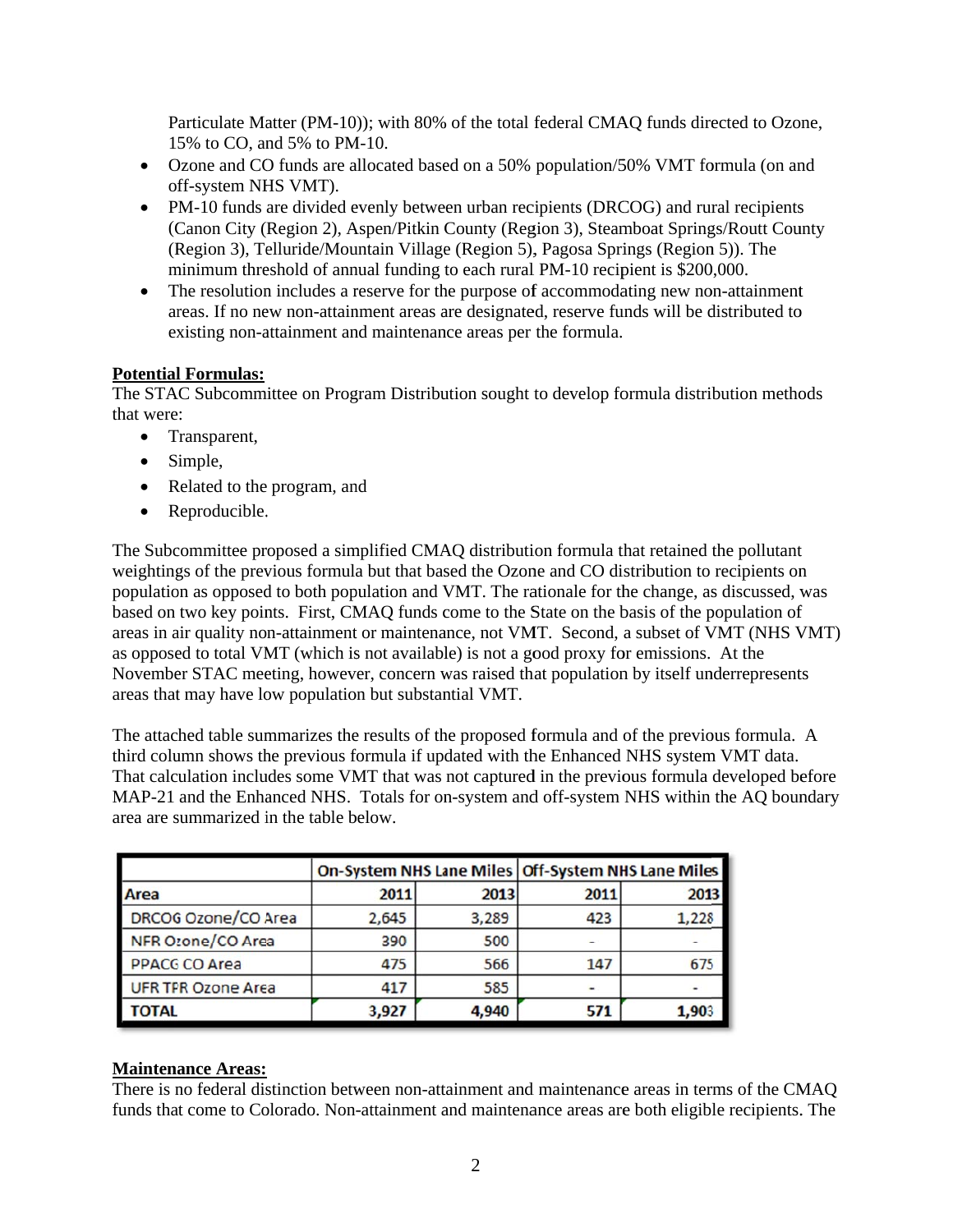Particulate Matter (PM-10)); with 80% of the total federal CMAQ funds directed to Ozone, 15% to CO, and 5% to PM-10.

- Ozone and CO funds are allocated based on a 50% population/50% VMT formula (on and off-system NHS VMT).
- PM-10 funds are divided evenly between urban recipients (DRCOG) and rural recipients (Canon City (Region 2), Aspen/Pitkin County (Region 3), Steamboat Springs/Routt County (Region 3), Telluride/Mountain Village (Region 5), Pagosa Springs (Region 5)). The minimum threshold of annual funding to each rural PM-10 recipient is $200,000.
- The resolution includes a reserve for the purpose of accommodating new non-attainment areas. If no new non-attainment areas are designated, reserve funds will be distributed to existing non-attainment and maintenance areas per the formula.

**Potential Formulas:**

The STAC Subcommittee on Program Distribution sought to develop formula distribution methods that were:

- Transparent,
- Simple,
- Related to the program, and
- Reproducible.

The Subcommittee proposed a simplified CMAQ distribution formula that retained the pollutant weightings of the previous formula but that based the Ozone and CO distribution to recipients on population as opposed to both population and VMT. The rationale for the change, as discussed, was based on two key points. First, CMAQ funds come to the State on the basis of the population of areas in air quality non-attainment or maintenance, not VMT. Second, a subset of VMT (NHS VMT) as opposed to total VMT (which is not available) is not a good proxy for emissions. At the November STAC meeting, however, concern was raised that population by itself underrepresents areas that may have low population but substantial VMT.

The attached table summarizes the results of the proposed formula and of the previous formula. A third column shows the previous formula if updated with the Enhanced NHS system VMT data. That calculation includes some VMT that was not captured in the previous formula developed before MAP-21 and the Enhanced NHS. Totals for on-system and off-system NHS within the AQ boundary area are summarized in the table below.

| | On-System NHS Lane Miles | | Off-System NHS Lane Miles | |
|---|---|---|---|---|
| **Area** | **2011** | **2013** | **2011** | **2013** |
| DRCOG Ozone/CO Area | 2,645 | 3,289 | 423 | 1,228 |
| NFR Ozone/CO Area | 390 | 500 | - | - |
| PPACG CO Area | 475 | 566 | 147 | 675 |
| UFR TFR Ozone Area | 417 | 585 | - | - |
| **TOTAL** | **3,927** | **4,940** | **571** | **1,903** |

**Maintenance Areas:**

There is no federal distinction between non-attainment and maintenance areas in terms of the CMAQ funds that come to Colorado. Non-attainment and maintenance areas are both eligible recipients. The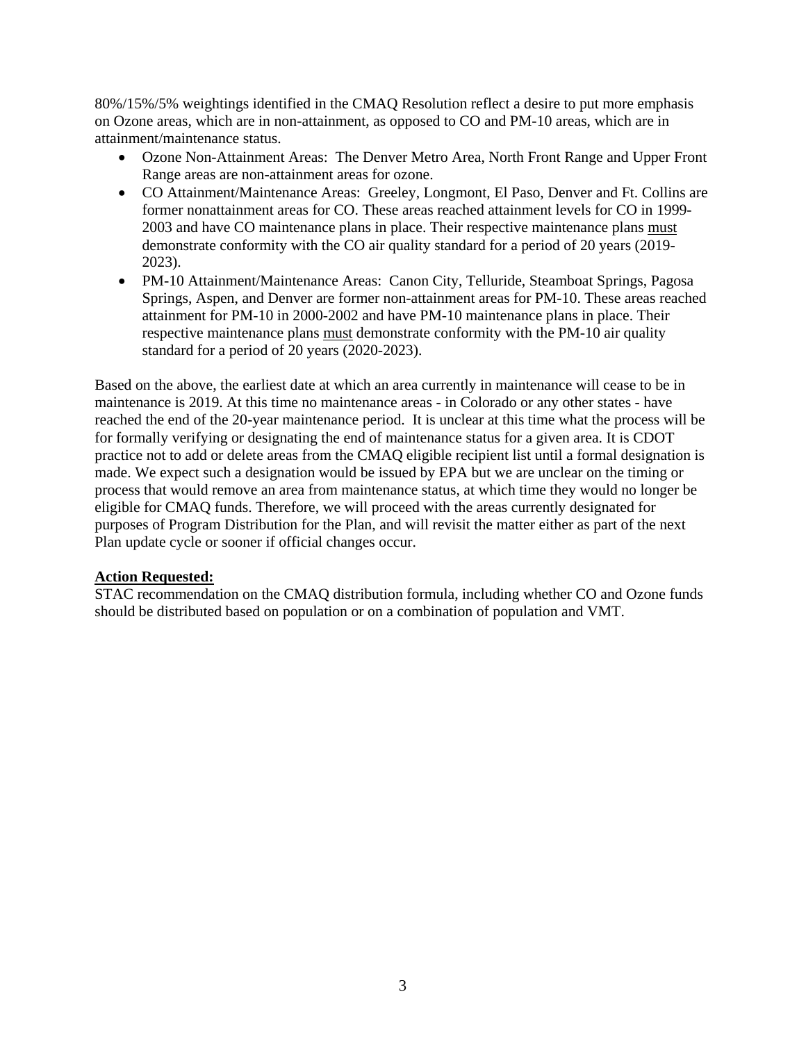80%/15%/5% weightings identified in the CMAQ Resolution reflect a desire to put more emphasis on Ozone areas, which are in non-attainment, as opposed to CO and PM-10 areas, which are in attainment/maintenance status.

- Ozone Non-Attainment Areas: The Denver Metro Area, North Front Range and Upper Front Range areas are non-attainment areas for ozone.
- CO Attainment/Maintenance Areas: Greeley, Longmont, El Paso, Denver and Ft. Collins are former nonattainment areas for CO. These areas reached attainment levels for CO in 1999-2003 and have CO maintenance plans in place. Their respective maintenance plans must demonstrate conformity with the CO air quality standard for a period of 20 years (2019-2023).
- PM-10 Attainment/Maintenance Areas: Canon City, Telluride, Steamboat Springs, Pagosa Springs, Aspen, and Denver are former non-attainment areas for PM-10. These areas reached attainment for PM-10 in 2000-2002 and have PM-10 maintenance plans in place. Their respective maintenance plans must demonstrate conformity with the PM-10 air quality standard for a period of 20 years (2020-2023).

Based on the above, the earliest date at which an area currently in maintenance will cease to be in maintenance is 2019. At this time no maintenance areas - in Colorado or any other states - have reached the end of the 20-year maintenance period. It is unclear at this time what the process will be for formally verifying or designating the end of maintenance status for a given area. It is CDOT practice not to add or delete areas from the CMAQ eligible recipient list until a formal designation is made. We expect such a designation would be issued by EPA but we are unclear on the timing or process that would remove an area from maintenance status, at which time they would no longer be eligible for CMAQ funds. Therefore, we will proceed with the areas currently designated for purposes of Program Distribution for the Plan, and will revisit the matter either as part of the next Plan update cycle or sooner if official changes occur.

**Action Requested:**

STAC recommendation on the CMAQ distribution formula, including whether CO and Ozone funds should be distributed based on population or on a combination of population and VMT.